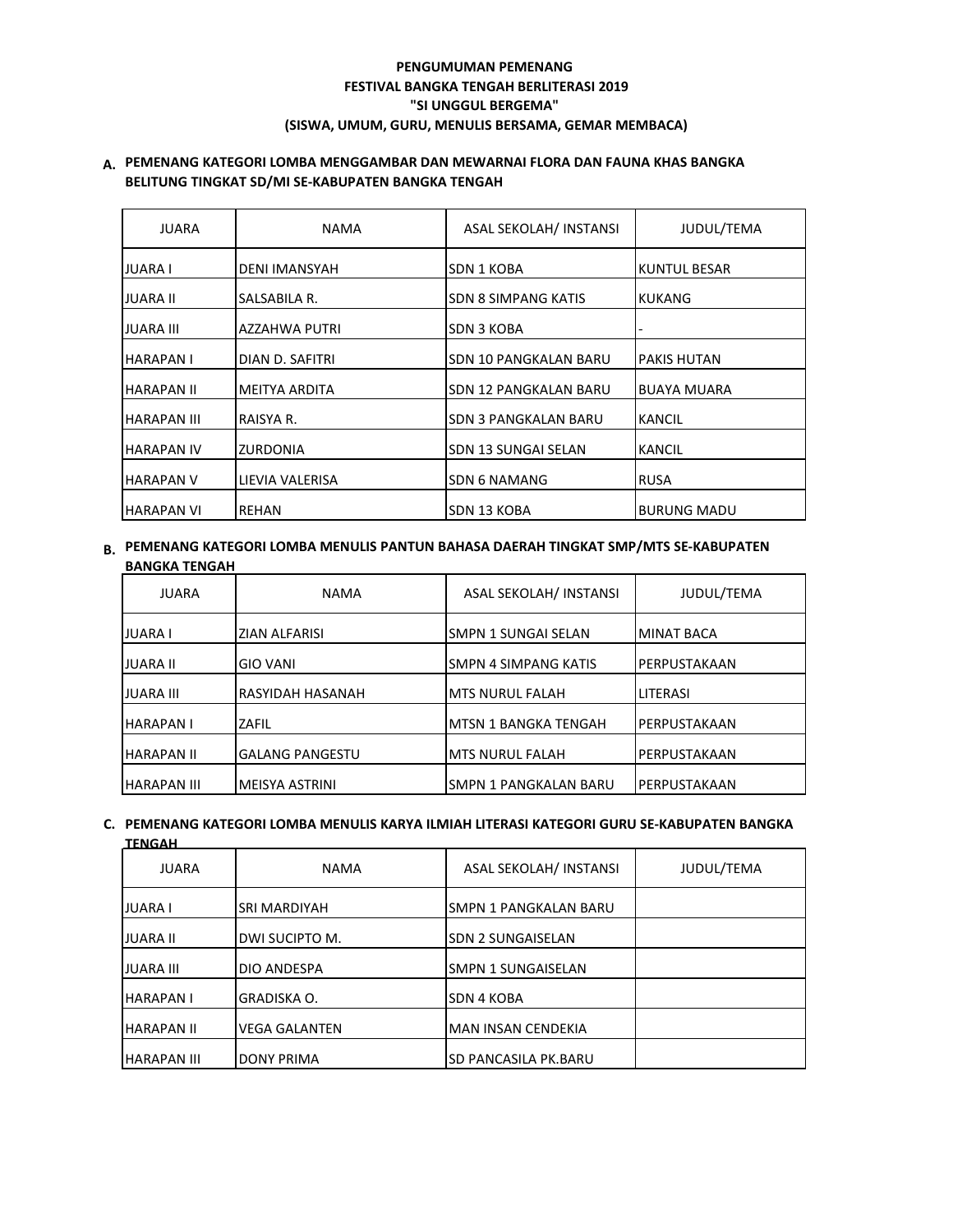**PENGUMUMAN PEMENANG**
**FESTIVAL BANGKA TENGAH BERLITERASI 2019**
**"SI UNGGUL BERGEMA"**
**(SISWA, UMUM, GURU, MENULIS BERSAMA, GEMAR MEMBACA)**

**A. PEMENANG KATEGORI LOMBA MENGGAMBAR DAN MEWARNAI FLORA DAN FAUNA KHAS BANGKA BELITUNG TINGKAT SD/MI SE-KABUPATEN BANGKA TENGAH**

| JUARA | NAMA | ASAL SEKOLAH/ INSTANSI | JUDUL/TEMA |
|---|---|---|---|
| JUARA I | DENI IMANSYAH | SDN 1 KOBA | KUNTUL BESAR |
| JUARA II | SALSABILA R. | SDN 8 SIMPANG KATIS | KUKANG |
| JUARA III | AZZAHWA PUTRI | SDN 3 KOBA | - |
| HARAPAN I | DIAN D. SAFITRI | SDN 10 PANGKALAN BARU | PAKIS HUTAN |
| HARAPAN II | MEITYA ARDITA | SDN 12 PANGKALAN BARU | BUAYA MUARA |
| HARAPAN III | RAISYA R. | SDN 3 PANGKALAN BARU | KANCIL |
| HARAPAN IV | ZURDONIA | SDN 13 SUNGAI SELAN | KANCIL |
| HARAPAN V | LIEVIA VALERISA | SDN 6 NAMANG | RUSA |
| HARAPAN VI | REHAN | SDN 13 KOBA | BURUNG MADU |

**B. PEMENANG KATEGORI LOMBA MENULIS PANTUN BAHASA DAERAH TINGKAT SMP/MTS SE-KABUPATEN BANGKA TENGAH**

| JUARA | NAMA | ASAL SEKOLAH/ INSTANSI | JUDUL/TEMA |
|---|---|---|---|
| JUARA I | ZIAN ALFARISI | SMPN 1 SUNGAI SELAN | MINAT BACA |
| JUARA II | GIO VANI | SMPN 4 SIMPANG KATIS | PERPUSTAKAAN |
| JUARA III | RASYIDAH HASANAH | MTS NURUL FALAH | LITERASI |
| HARAPAN I | ZAFIL | MTSN 1 BANGKA TENGAH | PERPUSTAKAAN |
| HARAPAN II | GALANG PANGESTU | MTS NURUL FALAH | PERPUSTAKAAN |
| HARAPAN III | MEISYA ASTRINI | SMPN 1 PANGKALAN BARU | PERPUSTAKAAN |

**C. PEMENANG KATEGORI LOMBA MENULIS KARYA ILMIAH LITERASI KATEGORI GURU SE-KABUPATEN BANGKA TENGAH**

| JUARA | NAMA | ASAL SEKOLAH/ INSTANSI | JUDUL/TEMA |
|---|---|---|---|
| JUARA I | SRI MARDIYAH | SMPN 1 PANGKALAN BARU | |
| JUARA II | DWI SUCIPTO M. | SDN 2 SUNGAISELAN | |
| JUARA III | DIO ANDESPA | SMPN 1 SUNGAISELAN | |
| HARAPAN I | GRADISKA O. | SDN 4 KOBA | |
| HARAPAN II | VEGA GALANTEN | MAN INSAN CENDEKIA | |
| HARAPAN III | DONY PRIMA | SD PANCASILA PK.BARU | |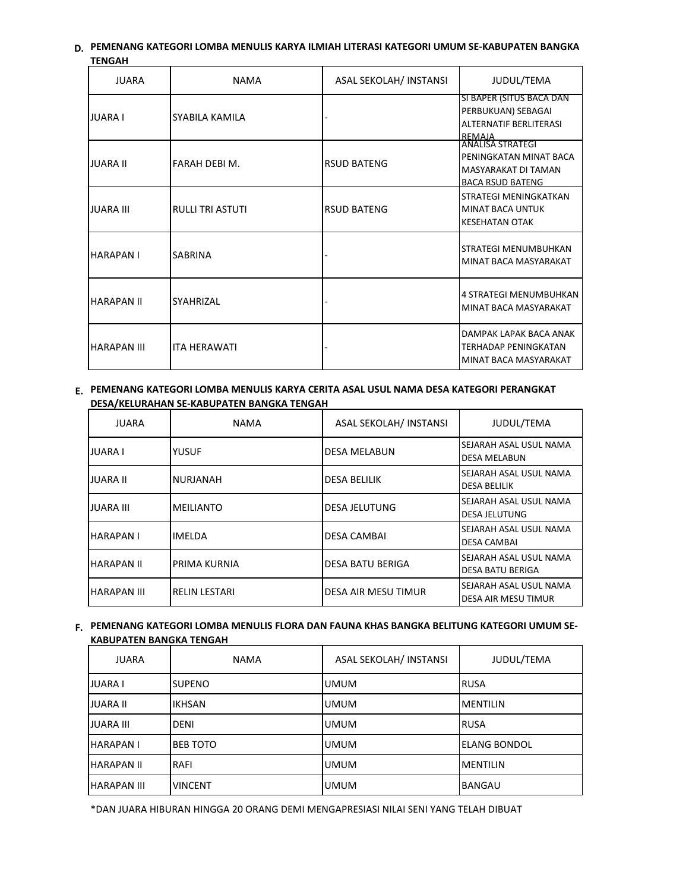**D. PEMENANG KATEGORI LOMBA MENULIS KARYA ILMIAH LITERASI KATEGORI UMUM SE-KABUPATEN BANGKA TENGAH**

| JUARA | NAMA | ASAL SEKOLAH/ INSTANSI | JUDUL/TEMA |
|---|---|---|---|
| JUARA I | SYABILA KAMILA | - | SI BAPER (SITUS BACA DAN PERBUKUAN) SEBAGAI ALTERNATIF BERLITERASI REMAJA |
| JUARA II | FARAH DEBI M. | RSUD BATENG | ANALISA STRATEGI PENINGKATAN MINAT BACA MASYARAKAT DI TAMAN BACA RSUD BATENG |
| JUARA III | RULLI TRI ASTUTI | RSUD BATENG | STRATEGI MENINGKATKAN MINAT BACA UNTUK KESEHATAN OTAK |
| HARAPAN I | SABRINA | - | STRATEGI MENUMBUHKAN MINAT BACA MASYARAKAT |
| HARAPAN II | SYAHRIZAL | - | 4 STRATEGI MENUMBUHKAN MINAT BACA MASYARAKAT |
| HARAPAN III | ITA HERAWATI | - | DAMPAK LAPAK BACA ANAK TERHADAP PENINGKATAN MINAT BACA MASYARAKAT |

**E. PEMENANG KATEGORI LOMBA MENULIS KARYA CERITA ASAL USUL NAMA DESA KATEGORI PERANGKAT DESA/KELURAHAN SE-KABUPATEN BANGKA TENGAH**

| JUARA | NAMA | ASAL SEKOLAH/ INSTANSI | JUDUL/TEMA |
|---|---|---|---|
| JUARA I | YUSUF | DESA MELABUN | SEJARAH ASAL USUL NAMA DESA MELABUN |
| JUARA II | NURJANAH | DESA BELILIK | SEJARAH ASAL USUL NAMA DESA BELILIK |
| JUARA III | MEILIANTO | DESA JELUTUNG | SEJARAH ASAL USUL NAMA DESA JELUTUNG |
| HARAPAN I | IMELDA | DESA CAMBAI | SEJARAH ASAL USUL NAMA DESA CAMBAI |
| HARAPAN II | PRIMA KURNIA | DESA BATU BERIGA | SEJARAH ASAL USUL NAMA DESA BATU BERIGA |
| HARAPAN III | RELIN LESTARI | DESA AIR MESU TIMUR | SEJARAH ASAL USUL NAMA DESA AIR MESU TIMUR |

**F. PEMENANG KATEGORI LOMBA MENULIS FLORA DAN FAUNA KHAS BANGKA BELITUNG KATEGORI UMUM SE-KABUPATEN BANGKA TENGAH**

| JUARA | NAMA | ASAL SEKOLAH/ INSTANSI | JUDUL/TEMA |
|---|---|---|---|
| JUARA I | SUPENO | UMUM | RUSA |
| JUARA II | IKHSAN | UMUM | MENTILIN |
| JUARA III | DENI | UMUM | RUSA |
| HARAPAN I | BEB TOTO | UMUM | ELANG BONDOL |
| HARAPAN II | RAFI | UMUM | MENTILIN |
| HARAPAN III | VINCENT | UMUM | BANGAU |

*DAN JUARA HIBURAN HINGGA 20 ORANG DEMI MENGAPRESIASI NILAI SENI YANG TELAH DIBUAT